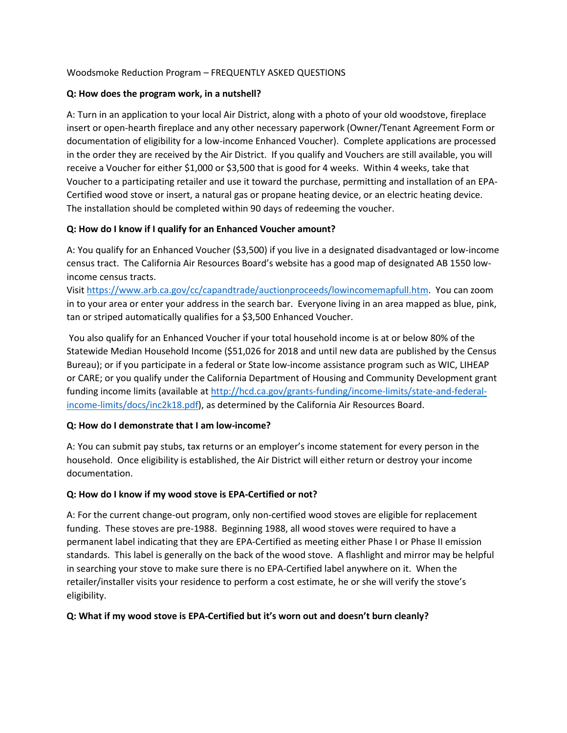Woodsmoke Reduction Program – FREQUENTLY ASKED QUESTIONS

**Q: How does the program work, in a nutshell?**

A: Turn in an application to your local Air District, along with a photo of your old woodstove, fireplace insert or open-hearth fireplace and any other necessary paperwork (Owner/Tenant Agreement Form or documentation of eligibility for a low-income Enhanced Voucher). Complete applications are processed in the order they are received by the Air District. If you qualify and Vouchers are still available, you will receive a Voucher for either $1,000 or $3,500 that is good for 4 weeks. Within 4 weeks, take that Voucher to a participating retailer and use it toward the purchase, permitting and installation of an EPA-Certified wood stove or insert, a natural gas or propane heating device, or an electric heating device. The installation should be completed within 90 days of redeeming the voucher.

**Q: How do I know if I qualify for an Enhanced Voucher amount?**

A: You qualify for an Enhanced Voucher ($3,500) if you live in a designated disadvantaged or low-income census tract. The California Air Resources Board's website has a good map of designated AB 1550 low-income census tracts.
Visit [https://www.arb.ca.gov/cc/capandtrade/auctionproceeds/lowincomemapfull.htm](https://www.arb.ca.gov/cc/capandtrade/auctionproceeds/lowincomemapfull.htm). You can zoom in to your area or enter your address in the search bar. Everyone living in an area mapped as blue, pink, tan or striped automatically qualifies for a $3,500 Enhanced Voucher.

You also qualify for an Enhanced Voucher if your total household income is at or below 80% of the Statewide Median Household Income ($51,026 for 2018 and until new data are published by the Census Bureau); or if you participate in a federal or State low-income assistance program such as WIC, LIHEAP or CARE; or you qualify under the California Department of Housing and Community Development grant funding income limits (available at [http://hcd.ca.gov/grants-funding/income-limits/state-and-federal-income-limits/docs/inc2k18.pdf](http://hcd.ca.gov/grants-funding/income-limits/state-and-federal-income-limits/docs/inc2k18.pdf)), as determined by the California Air Resources Board.

**Q: How do I demonstrate that I am low-income?**

A: You can submit pay stubs, tax returns or an employer's income statement for every person in the household. Once eligibility is established, the Air District will either return or destroy your income documentation.

**Q: How do I know if my wood stove is EPA-Certified or not?**

A: For the current change-out program, only non-certified wood stoves are eligible for replacement funding. These stoves are pre-1988. Beginning 1988, all wood stoves were required to have a permanent label indicating that they are EPA-Certified as meeting either Phase I or Phase II emission standards. This label is generally on the back of the wood stove. A flashlight and mirror may be helpful in searching your stove to make sure there is no EPA-Certified label anywhere on it. When the retailer/installer visits your residence to perform a cost estimate, he or she will verify the stove's eligibility.

**Q: What if my wood stove is EPA-Certified but it's worn out and doesn't burn cleanly?**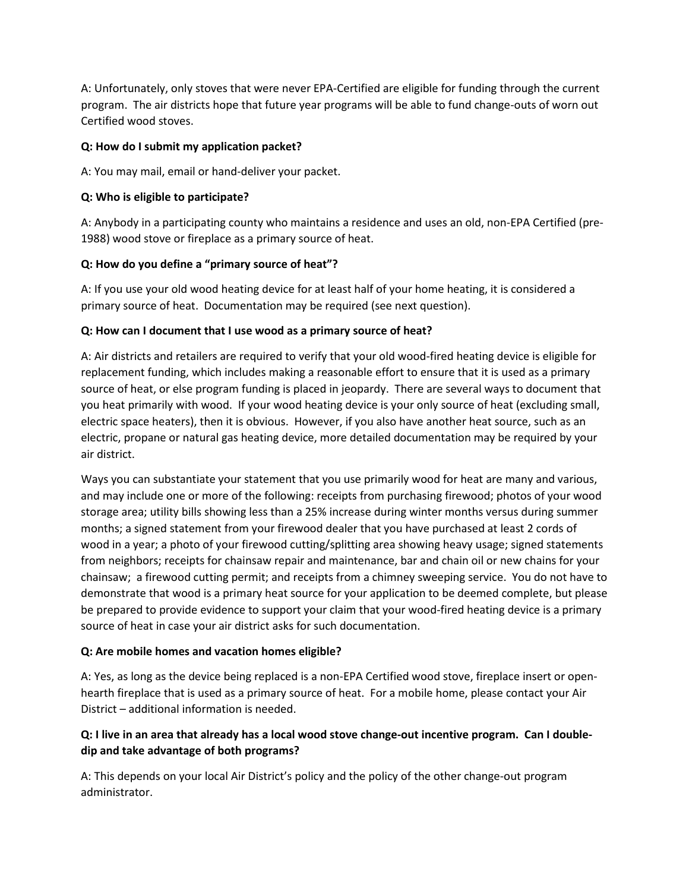A: Unfortunately, only stoves that were never EPA-Certified are eligible for funding through the current program. The air districts hope that future year programs will be able to fund change-outs of worn out Certified wood stoves.

**Q: How do I submit my application packet?**

A: You may mail, email or hand-deliver your packet.

**Q: Who is eligible to participate?**

A: Anybody in a participating county who maintains a residence and uses an old, non-EPA Certified (pre-1988) wood stove or fireplace as a primary source of heat.

**Q: How do you define a "primary source of heat"?**

A: If you use your old wood heating device for at least half of your home heating, it is considered a primary source of heat. Documentation may be required (see next question).

**Q: How can I document that I use wood as a primary source of heat?**

A: Air districts and retailers are required to verify that your old wood-fired heating device is eligible for replacement funding, which includes making a reasonable effort to ensure that it is used as a primary source of heat, or else program funding is placed in jeopardy. There are several ways to document that you heat primarily with wood. If your wood heating device is your only source of heat (excluding small, electric space heaters), then it is obvious. However, if you also have another heat source, such as an electric, propane or natural gas heating device, more detailed documentation may be required by your air district.

Ways you can substantiate your statement that you use primarily wood for heat are many and various, and may include one or more of the following: receipts from purchasing firewood; photos of your wood storage area; utility bills showing less than a 25% increase during winter months versus during summer months; a signed statement from your firewood dealer that you have purchased at least 2 cords of wood in a year; a photo of your firewood cutting/splitting area showing heavy usage; signed statements from neighbors; receipts for chainsaw repair and maintenance, bar and chain oil or new chains for your chainsaw; a firewood cutting permit; and receipts from a chimney sweeping service. You do not have to demonstrate that wood is a primary heat source for your application to be deemed complete, but please be prepared to provide evidence to support your claim that your wood-fired heating device is a primary source of heat in case your air district asks for such documentation.

**Q: Are mobile homes and vacation homes eligible?**

A: Yes, as long as the device being replaced is a non-EPA Certified wood stove, fireplace insert or open-hearth fireplace that is used as a primary source of heat. For a mobile home, please contact your Air District – additional information is needed.

**Q: I live in an area that already has a local wood stove change-out incentive program. Can I double-dip and take advantage of both programs?**

A: This depends on your local Air District's policy and the policy of the other change-out program administrator.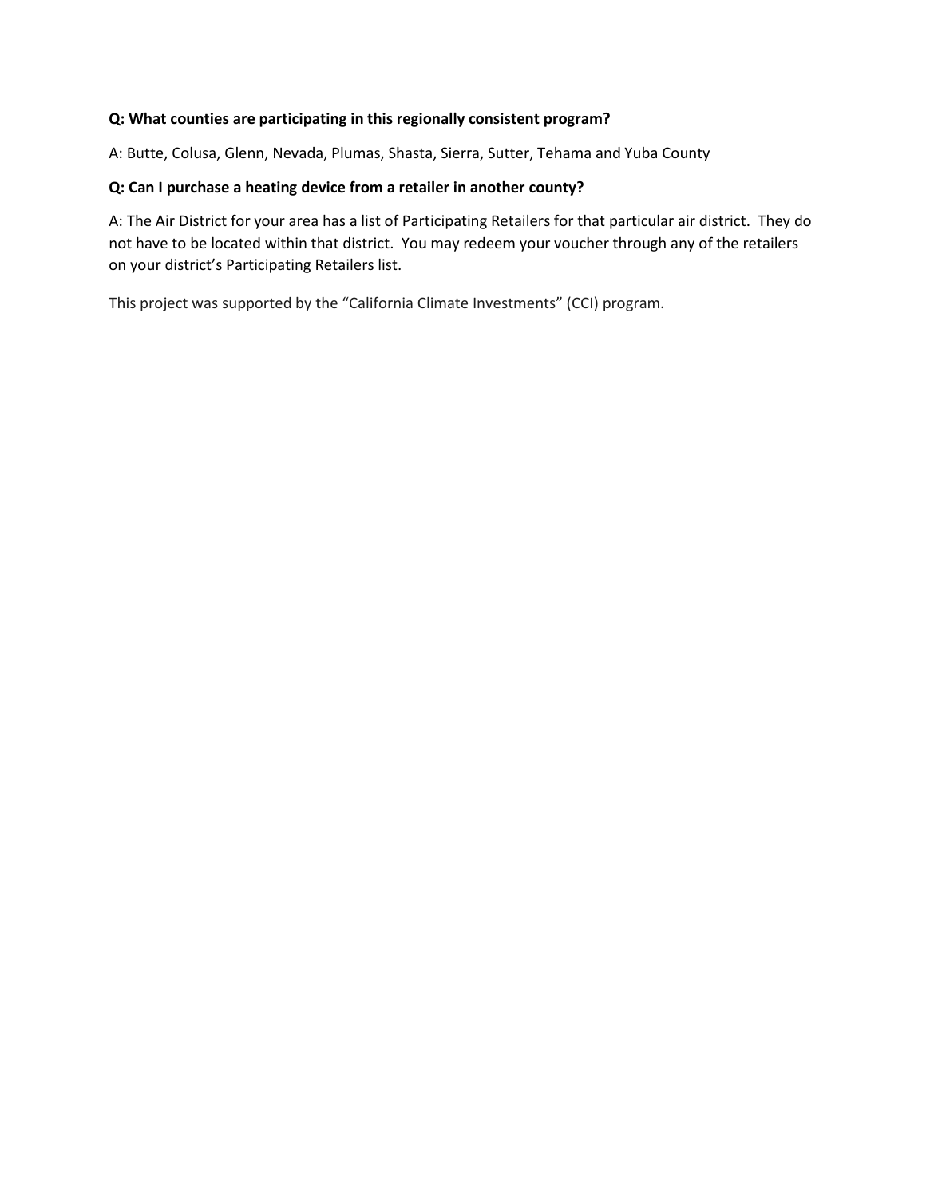**Q: What counties are participating in this regionally consistent program?**

A: Butte, Colusa, Glenn, Nevada, Plumas, Shasta, Sierra, Sutter, Tehama and Yuba County

**Q: Can I purchase a heating device from a retailer in another county?**

A: The Air District for your area has a list of Participating Retailers for that particular air district. They do not have to be located within that district. You may redeem your voucher through any of the retailers on your district's Participating Retailers list.

This project was supported by the "California Climate Investments" (CCI) program.